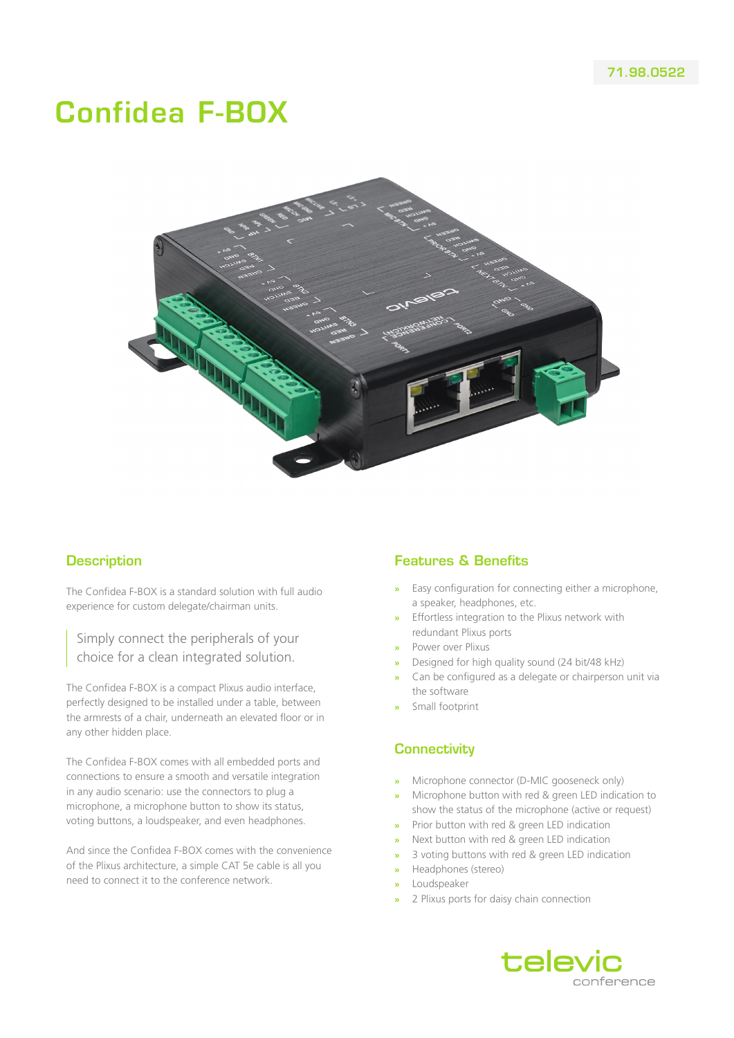71.98.0522

# Confidea F-BOX

## Description

The Confidea F-BOX is a standard solution with full audio experience for custom delegate/chairman units.

> Simply connect the peripherals of your choice for a clean integrated solution.

The Confidea F-BOX is a compact Plixus audio interface, perfectly designed to be installed under a table, between the armrests of a chair, underneath an elevated floor or in any other hidden place.

The Confidea F-BOX comes with all embedded ports and connections to ensure a smooth and versatile integration in any audio scenario: use the connectors to plug a microphone, a microphone button to show its status, voting buttons, a loudspeaker, and even headphones.

And since the Confidea F-BOX comes with the convenience of the Plixus architecture, a simple CAT 5e cable is all you need to connect it to the conference network.

## Features & Benefits

- Easy configuration for connecting either a microphone, a speaker, headphones, etc.
- Effortless integration to the Plixus network with redundant Plixus ports
- Power over Plixus
- Designed for high quality sound (24 bit/48 kHz)
- Can be configured as a delegate or chairperson unit via the software
- Small footprint

## Connectivity

- Microphone connector (D-MIC gooseneck only)
- Microphone button with red & green LED indication to show the status of the microphone (active or request)
- Prior button with red & green LED indication
- Next button with red & green LED indication
- 3 voting buttons with red & green LED indication
- Headphones (stereo)
- Loudspeaker
- 2 Plixus ports for daisy chain connection

televic conference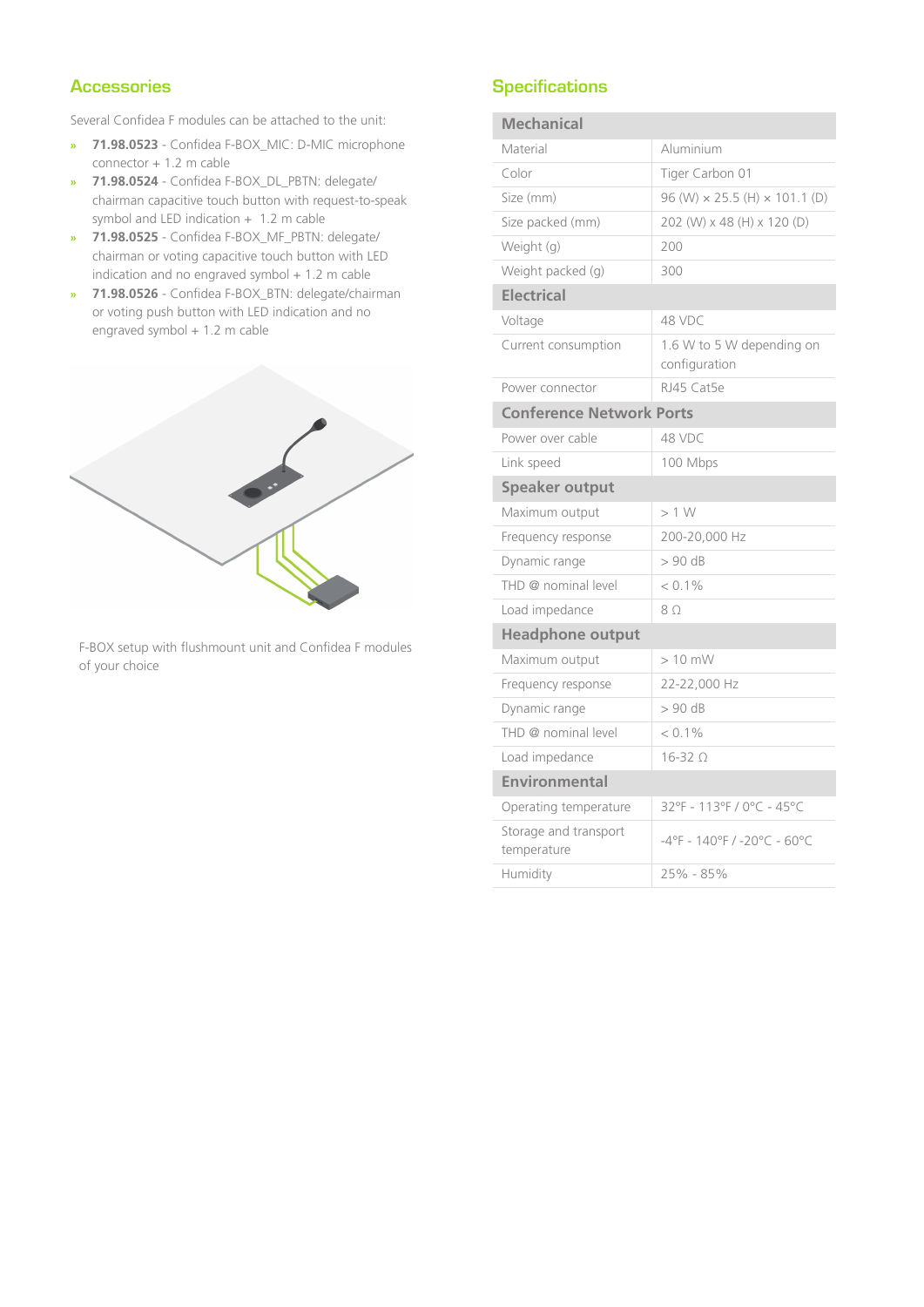## Accessories

Several Confidea F modules can be attached to the unit:

- **71.98.0523** - Confidea F-BOX_MIC: D-MIC microphone connector + 1.2 m cable
- **71.98.0524** - Confidea F-BOX_DL_PBTN: delegate/chairman capacitive touch button with request-to-speak symbol and LED indication + 1.2 m cable
- **71.98.0525** - Confidea F-BOX_MF_PBTN: delegate/chairman or voting capacitive touch button with LED indication and no engraved symbol + 1.2 m cable
- **71.98.0526** - Confidea F-BOX_BTN: delegate/chairman or voting push button with LED indication and no engraved symbol + 1.2 m cable

F-BOX setup with flushmount unit and Confidea F modules of your choice

## Specifications

| **Mechanical** | |
|---|---|
| Material | Aluminium |
| Color | Tiger Carbon 01 |
| Size (mm) | 96 (W) × 25.5 (H) × 101.1 (D) |
| Size packed (mm) | 202 (W) x 48 (H) x 120 (D) |
| Weight (g) | 200 |
| Weight packed (g) | 300 |
| **Electrical** | |
| Voltage | 48 VDC |
| Current consumption | 1.6 W to 5 W depending on configuration |
| Power connector | RJ45 Cat5e |
| **Conference Network Ports** | |
| Power over cable | 48 VDC |
| Link speed | 100 Mbps |
| **Speaker output** | |
| Maximum output | > 1 W |
| Frequency response | 200-20,000 Hz |
| Dynamic range | > 90 dB |
| THD @ nominal level | < 0.1% |
| Load impedance | 8 Ω |
| **Headphone output** | |
| Maximum output | > 10 mW |
| Frequency response | 22-22,000 Hz |
| Dynamic range | > 90 dB |
| THD @ nominal level | < 0.1% |
| Load impedance | 16-32 Ω |
| **Environmental** | |
| Operating temperature | 32°F - 113°F / 0°C - 45°C |
| Storage and transport temperature | -4°F - 140°F / -20°C - 60°C |
| Humidity | 25% - 85% |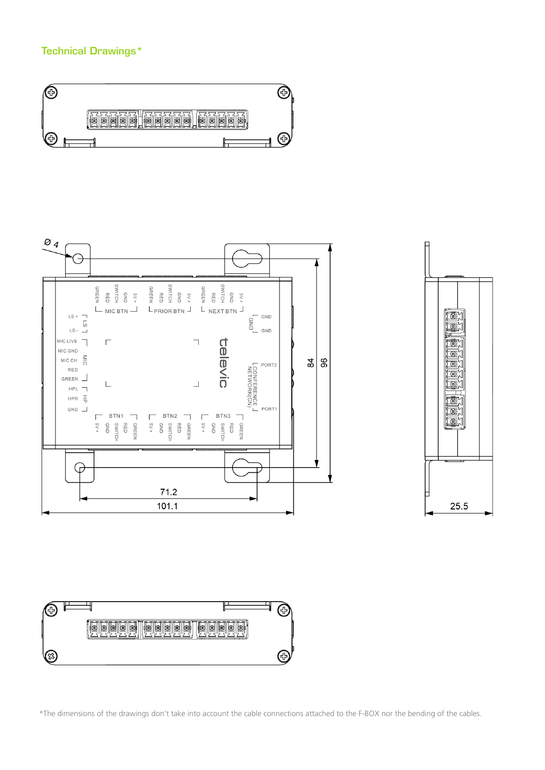## Technical Drawings*

*The dimensions of the drawings don't take into account the cable connections attached to the F-BOX nor the bending of the cables.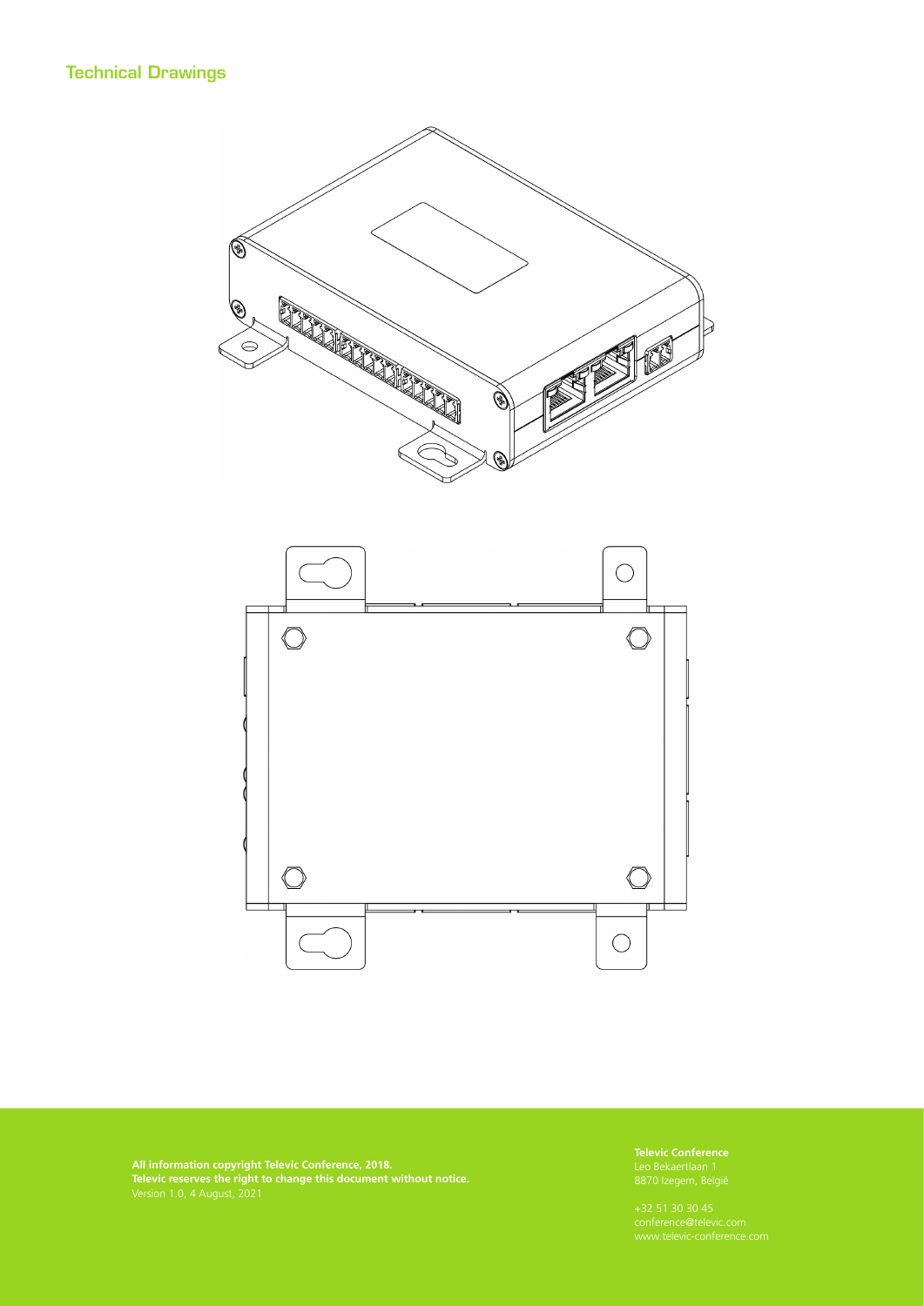## Technical Drawings

**All information copyright Televic Conference, 2018.**
**Televic reserves the right to change this document without notice.**
Version 1.0, 4 August, 2021

**Televic Conference**
Leo Bekaertlaan 1
8870 Izegem, België

+32 51 30 30 45
conference@televic.com
www.televic-conference.com